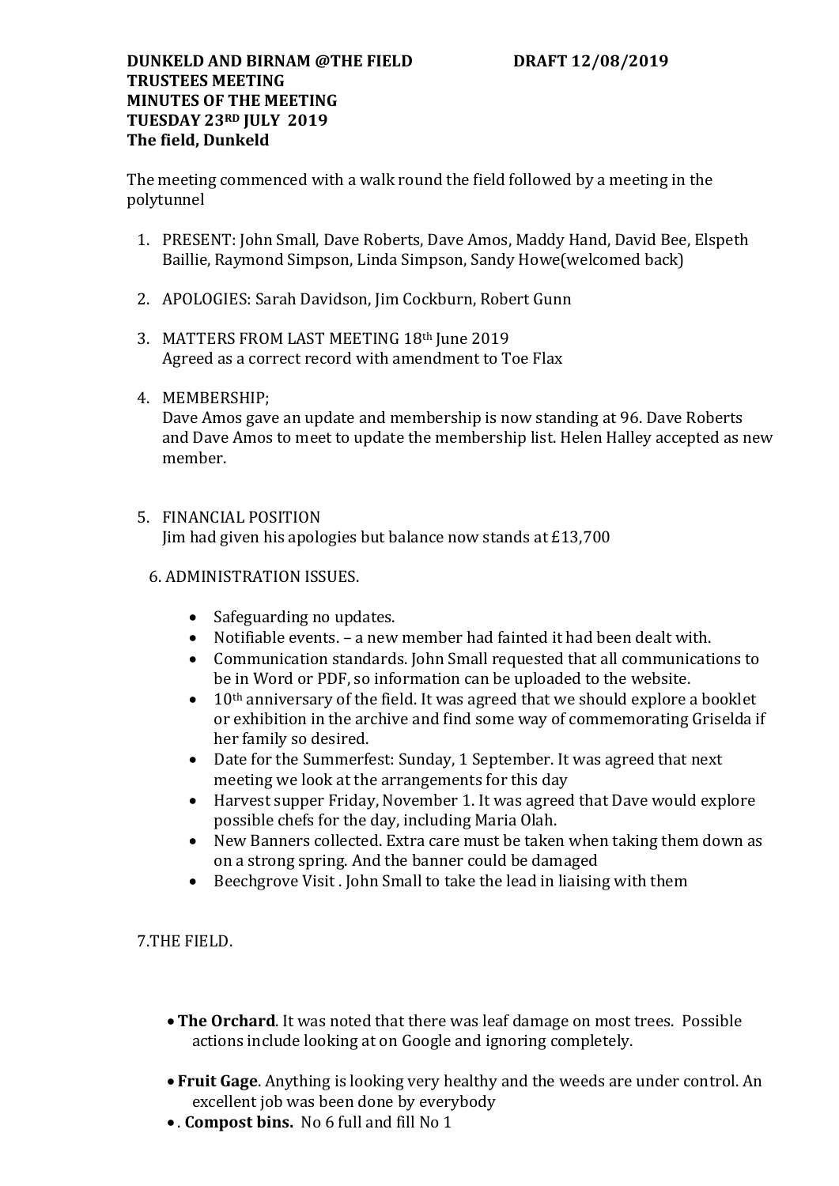**DUNKELD AND BIRNAM @THE FIELD DRAFT 12/08/2019**
**TRUSTEES MEETING**
**MINUTES OF THE MEETING**
**TUESDAY 23RD JULY 2019**
**The field, Dunkeld**

The meeting commenced with a walk round the field followed by a meeting in the polytunnel

1. PRESENT: John Small, Dave Roberts, Dave Amos, Maddy Hand, David Bee, Elspeth Baillie, Raymond Simpson, Linda Simpson, Sandy Howe(welcomed back)

2. APOLOGIES: Sarah Davidson, Jim Cockburn, Robert Gunn

3. MATTERS FROM LAST MEETING 18th June 2019
   Agreed as a correct record with amendment to Toe Flax

4. MEMBERSHIP;
   Dave Amos gave an update and membership is now standing at 96. Dave Roberts and Dave Amos to meet to update the membership list. Helen Halley accepted as new member.

5. FINANCIAL POSITION
   Jim had given his apologies but balance now stands at £13,700

6. ADMINISTRATION ISSUES.

   - Safeguarding no updates.
   - Notifiable events. – a new member had fainted it had been dealt with.
   - Communication standards. John Small requested that all communications to be in Word or PDF, so information can be uploaded to the website.
   - 10th anniversary of the field. It was agreed that we should explore a booklet or exhibition in the archive and find some way of commemorating Griselda if her family so desired.
   - Date for the Summerfest: Sunday, 1 September. It was agreed that next meeting we look at the arrangements for this day
   - Harvest supper Friday, November 1. It was agreed that Dave would explore possible chefs for the day, including Maria Olah.
   - New Banners collected. Extra care must be taken when taking them down as on a strong spring. And the banner could be damaged
   - Beechgrove Visit . John Small to take the lead in liaising with them

7.THE FIELD.

- **The Orchard**. It was noted that there was leaf damage on most trees. Possible actions include looking at on Google and ignoring completely.
- **Fruit Gage**. Anything is looking very healthy and the weeds are under control. An excellent job was been done by everybody
- . **Compost bins.** No 6 full and fill No 1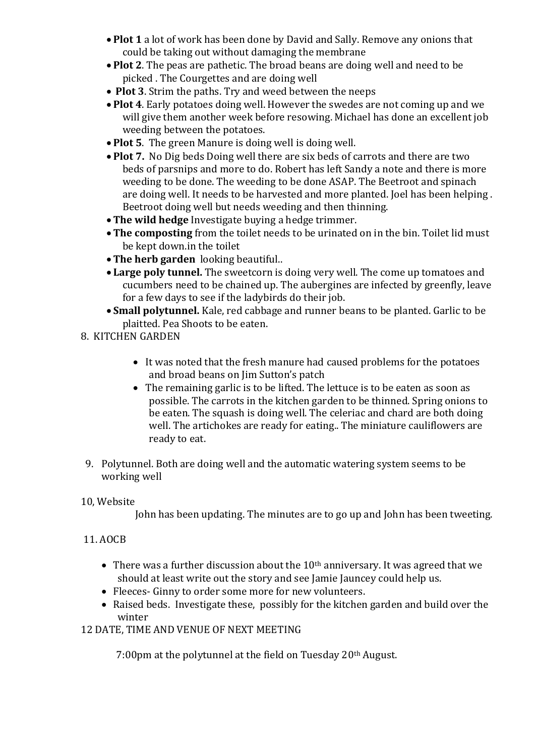- **Plot 1** a lot of work has been done by David and Sally. Remove any onions that could be taking out without damaging the membrane
- **Plot 2**. The peas are pathetic. The broad beans are doing well and need to be picked . The Courgettes and are doing well
- **Plot 3**. Strim the paths. Try and weed between the neeps
- **Plot 4**. Early potatoes doing well. However the swedes are not coming up and we will give them another week before resowing. Michael has done an excellent job weeding between the potatoes.
- **Plot 5**. The green Manure is doing well is doing well.
- **Plot 7.** No Dig beds Doing well there are six beds of carrots and there are two beds of parsnips and more to do. Robert has left Sandy a note and there is more weeding to be done. The weeding to be done ASAP. The Beetroot and spinach are doing well. It needs to be harvested and more planted. Joel has been helping . Beetroot doing well but needs weeding and then thinning.
- **The wild hedge** Investigate buying a hedge trimmer.
- **The composting** from the toilet needs to be urinated on in the bin. Toilet lid must be kept down.in the toilet
- **The herb garden** looking beautiful..
- **Large poly tunnel.** The sweetcorn is doing very well. The come up tomatoes and cucumbers need to be chained up. The aubergines are infected by greenfly, leave for a few days to see if the ladybirds do their job.
- **Small polytunnel.** Kale, red cabbage and runner beans to be planted. Garlic to be plaitted. Pea Shoots to be eaten.

8. KITCHEN GARDEN

- It was noted that the fresh manure had caused problems for the potatoes and broad beans on Jim Sutton's patch
- The remaining garlic is to be lifted. The lettuce is to be eaten as soon as possible. The carrots in the kitchen garden to be thinned. Spring onions to be eaten. The squash is doing well. The celeriac and chard are both doing well. The artichokes are ready for eating.. The miniature cauliflowers are ready to eat.

9. Polytunnel. Both are doing well and the automatic watering system seems to be working well

10, Website

John has been updating. The minutes are to go up and John has been tweeting.

11. AOCB

- There was a further discussion about the 10th anniversary. It was agreed that we should at least write out the story and see Jamie Jauncey could help us.
- Fleeces- Ginny to order some more for new volunteers.
- Raised beds. Investigate these, possibly for the kitchen garden and build over the winter

12 DATE, TIME AND VENUE OF NEXT MEETING

7:00pm at the polytunnel at the field on Tuesday 20th August.